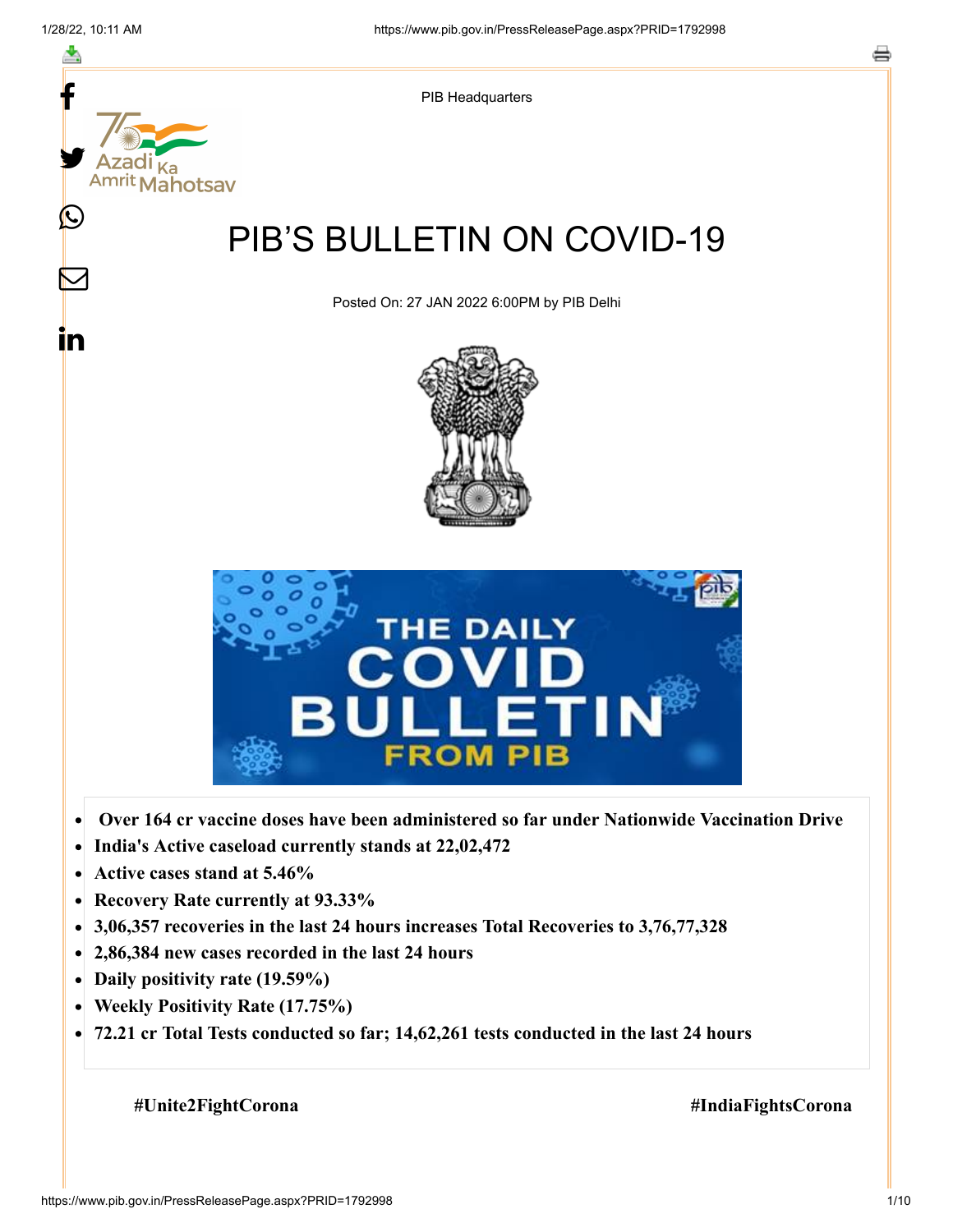PIB Headquarters

# PIB'S BULLETIN ON COVID-19

Posted On: 27 JAN 2022 6:00PM by PIB Delhi

- **Over 164 cr vaccine doses have been administered so far under Nationwide Vaccination Drive**
- **India's Active caseload currently stands at 22,02,472**
- **Active cases stand at 5.46%**
- **Recovery Rate currently at 93.33%**
- **3,06,357 recoveries in the last 24 hours increases Total Recoveries to 3,76,77,328**
- **2,86,384 new cases recorded in the last 24 hours**
- **Daily positivity rate (19.59%)**
- **Weekly Positivity Rate (17.75%)**
- **72.21 cr Total Tests conducted so far; 14,62,261 tests conducted in the last 24 hours**

**#Unite2FightCorona** **#IndiaFightsCorona**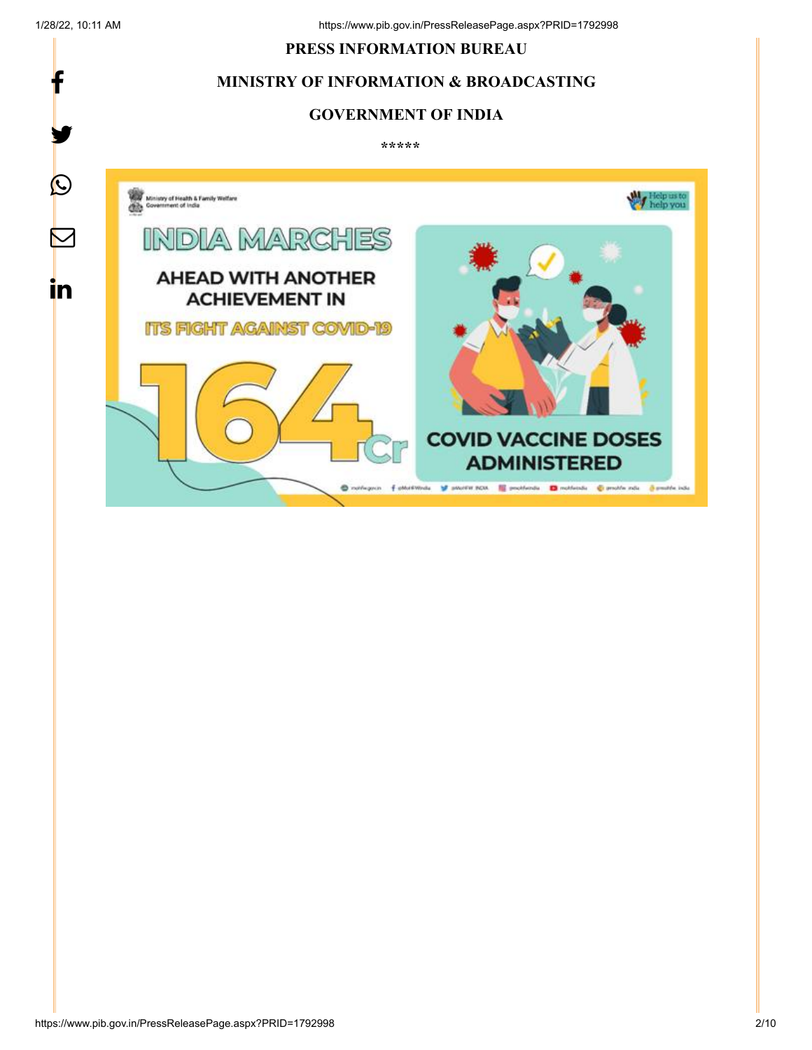**PRESS INFORMATION BUREAU**

**MINISTRY OF INFORMATION & BROADCASTING**

**GOVERNMENT OF INDIA**

*****

Ministry of Health & Family Welfare
Government of India

Help us to help you

**INDIA MARCHES**

**AHEAD WITH ANOTHER ACHIEVEMENT IN**

**ITS FIGHT AGAINST COVID-19**

**164 Cr**

**COVID VACCINE DOSES ADMINISTERED**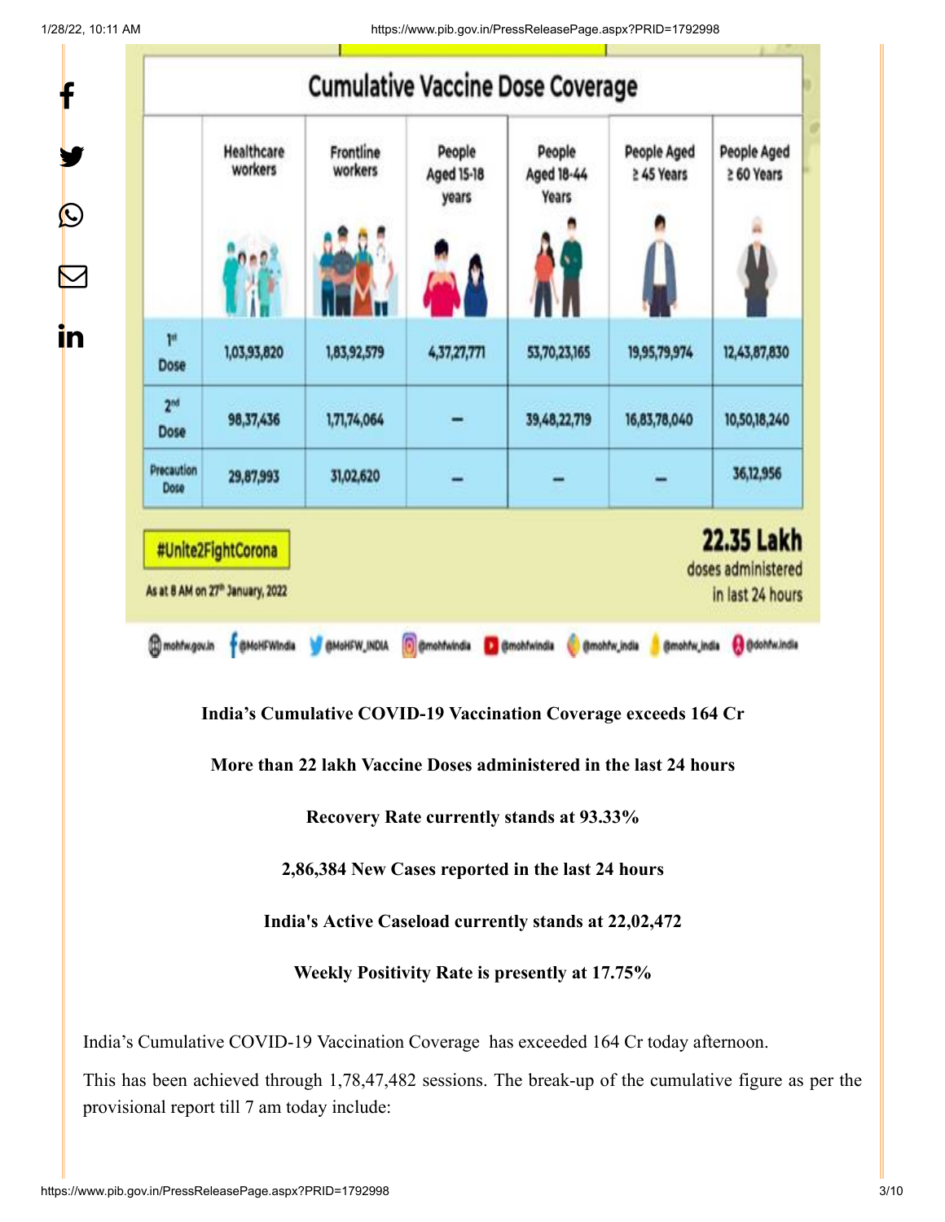## Cumulative Vaccine Dose Coverage

| | Healthcare workers | Frontline workers | People Aged 15-18 years | People Aged 18-44 Years | People Aged ≥ 45 Years | People Aged ≥ 60 Years |
|---|---|---|---|---|---|---|
| 1st Dose | 1,03,93,820 | 1,83,92,579 | 4,37,27,771 | 53,70,23,165 | 19,95,79,974 | 12,43,87,830 |
| 2nd Dose | 98,37,436 | 1,71,74,064 | – | 39,48,22,719 | 16,83,78,040 | 10,50,18,240 |
| Precaution Dose | 29,87,993 | 31,02,620 | – | – | – | 36,12,956 |

#Unite2FightCorona

As at 8 AM on 27th January, 2022

**22.35 Lakh** doses administered in last 24 hours

**India's Cumulative COVID-19 Vaccination Coverage exceeds 164 Cr**

**More than 22 lakh Vaccine Doses administered in the last 24 hours**

**Recovery Rate currently stands at 93.33%**

**2,86,384 New Cases reported in the last 24 hours**

**India's Active Caseload currently stands at 22,02,472**

**Weekly Positivity Rate is presently at 17.75%**

India's Cumulative COVID-19 Vaccination Coverage has exceeded 164 Cr today afternoon.

This has been achieved through 1,78,47,482 sessions. The break-up of the cumulative figure as per the provisional report till 7 am today include: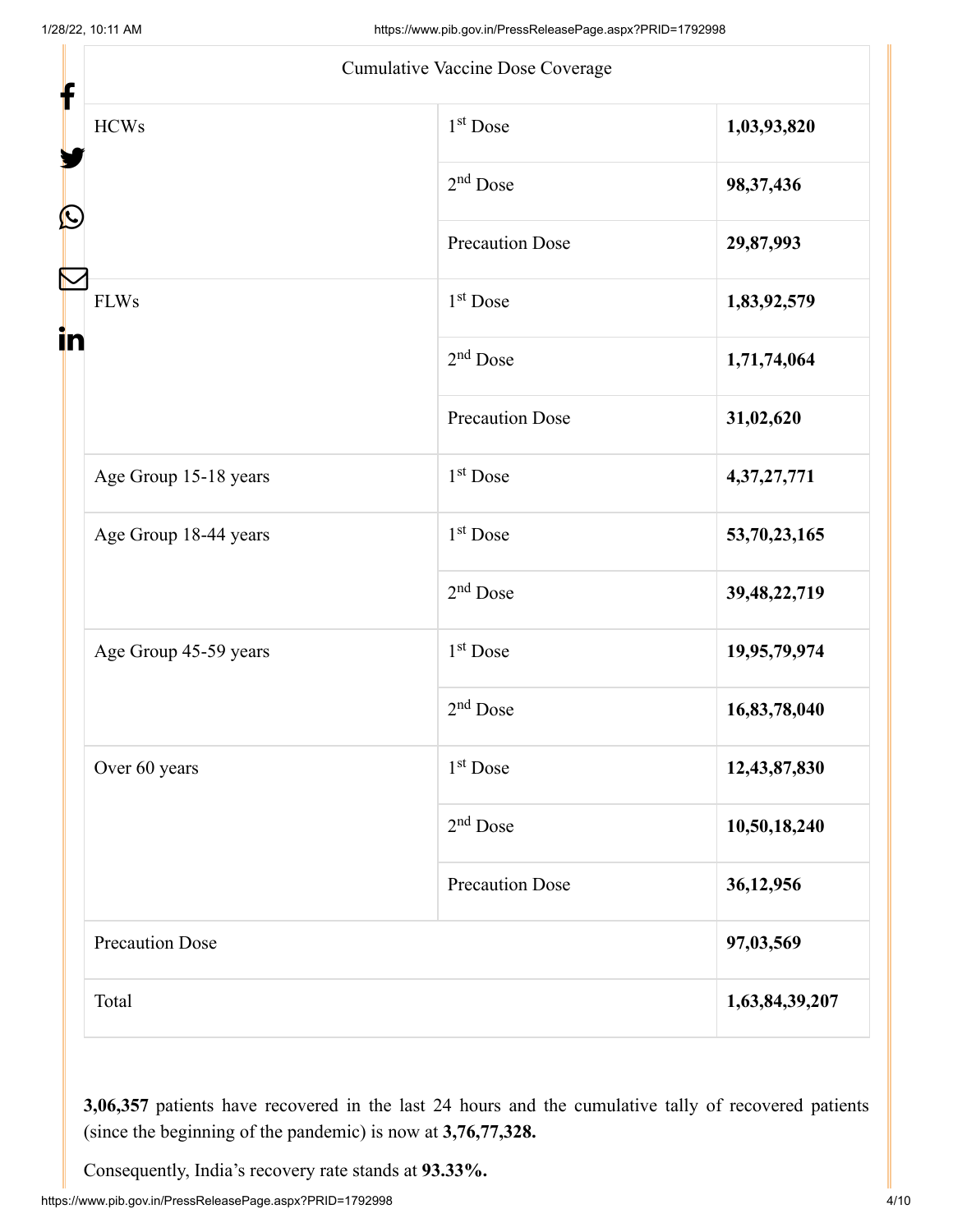| Cumulative Vaccine Dose Coverage | | |
|---|---|---|
| HCWs | 1st Dose | **1,03,93,820** |
| | 2nd Dose | **98,37,436** |
| | Precaution Dose | **29,87,993** |
| FLWs | 1st Dose | **1,83,92,579** |
| | 2nd Dose | **1,71,74,064** |
| | Precaution Dose | **31,02,620** |
| Age Group 15-18 years | 1st Dose | **4,37,27,771** |
| Age Group 18-44 years | 1st Dose | **53,70,23,165** |
| | 2nd Dose | **39,48,22,719** |
| Age Group 45-59 years | 1st Dose | **19,95,79,974** |
| | 2nd Dose | **16,83,78,040** |
| Over 60 years | 1st Dose | **12,43,87,830** |
| | 2nd Dose | **10,50,18,240** |
| | Precaution Dose | **36,12,956** |
| Precaution Dose | | **97,03,569** |
| Total | | **1,63,84,39,207** |

**3,06,357** patients have recovered in the last 24 hours and the cumulative tally of recovered patients (since the beginning of the pandemic) is now at **3,76,77,328.**

Consequently, India's recovery rate stands at **93.33%.**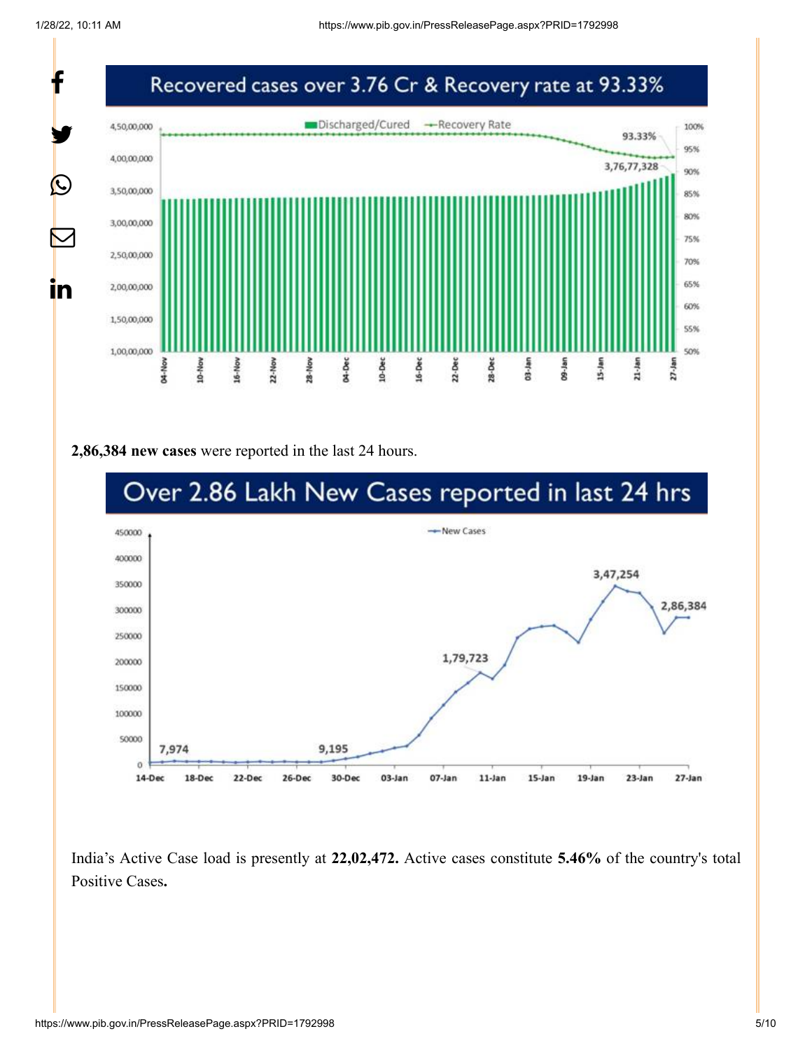## Recovered cases over 3.76 Cr & Recovery rate at 93.33%

**2,86,384 new cases** were reported in the last 24 hours.

## Over 2.86 Lakh New Cases reported in last 24 hrs

India's Active Case load is presently at **22,02,472.** Active cases constitute **5.46%** of the country's total Positive Cases**.**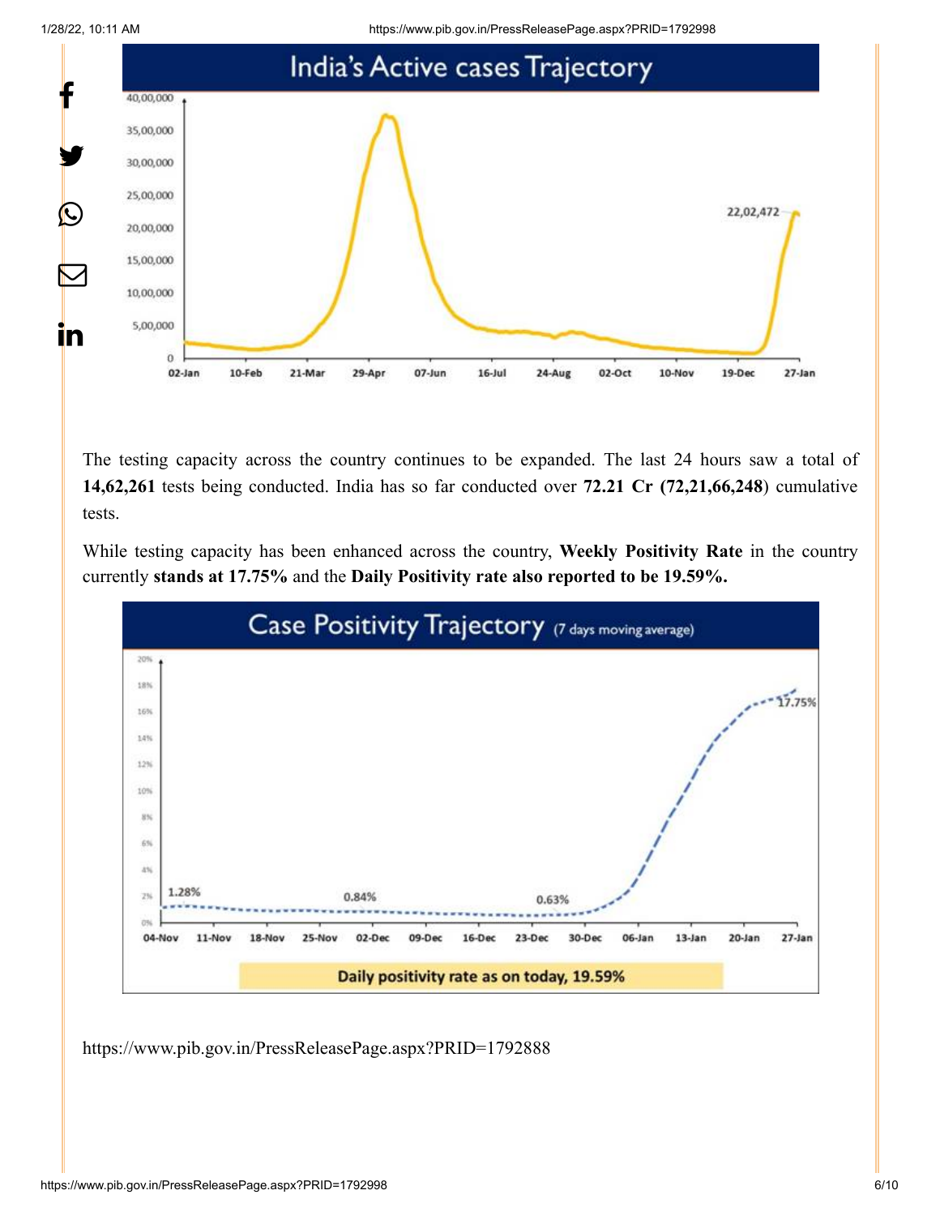The testing capacity across the country continues to be expanded. The last 24 hours saw a total of **14,62,261** tests being conducted. India has so far conducted over **72.21 Cr (72,21,66,248**) cumulative tests.

While testing capacity has been enhanced across the country, **Weekly Positivity Rate** in the country currently **stands at 17.75%** and the **Daily Positivity rate also reported to be 19.59%.**

https://www.pib.gov.in/PressReleasePage.aspx?PRID=1792888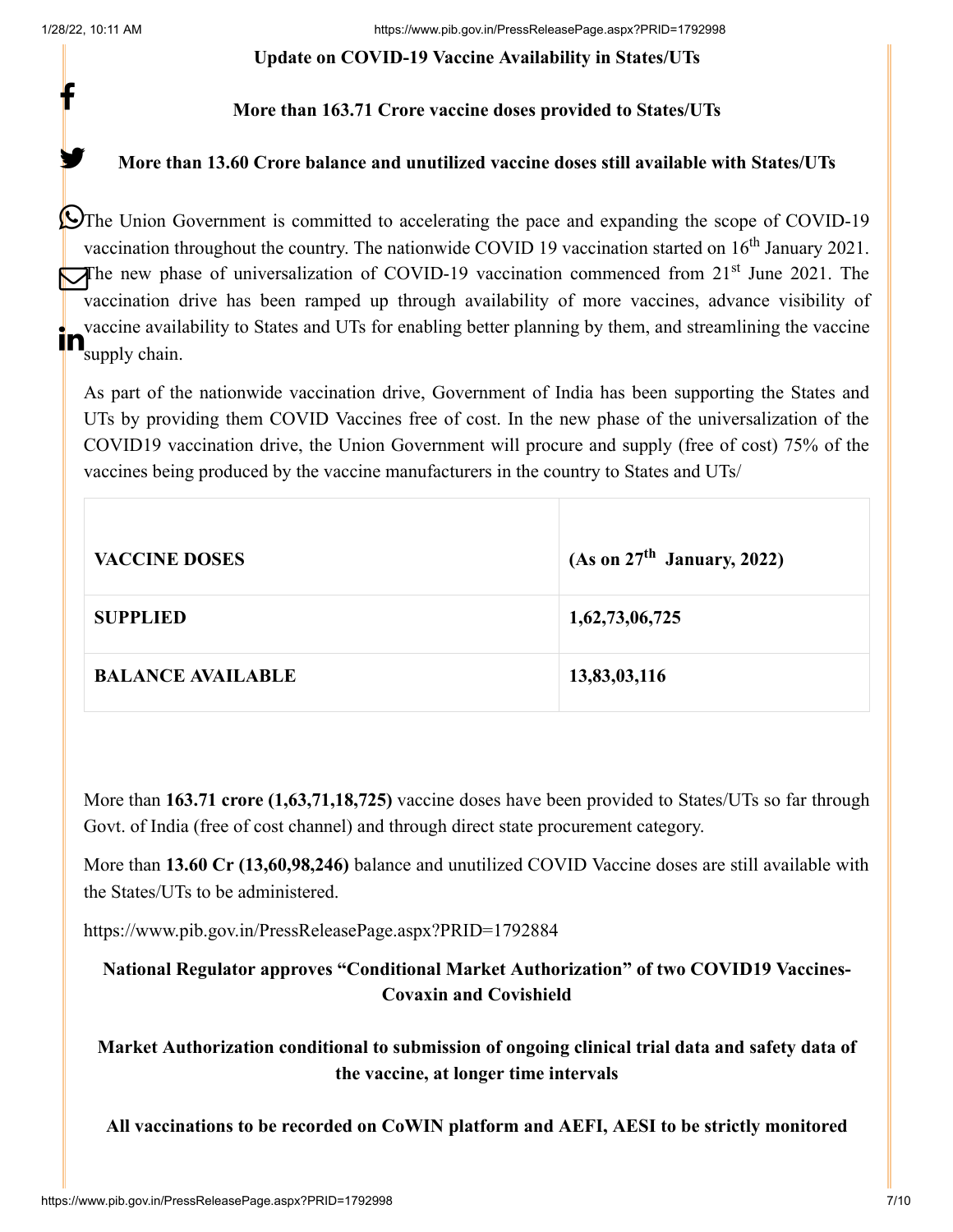**Update on COVID-19 Vaccine Availability in States/UTs**

**More than 163.71 Crore vaccine doses provided to States/UTs**

**More than 13.60 Crore balance and unutilized vaccine doses still available with States/UTs**

The Union Government is committed to accelerating the pace and expanding the scope of COVID-19 vaccination throughout the country. The nationwide COVID 19 vaccination started on 16th January 2021. The new phase of universalization of COVID-19 vaccination commenced from 21st June 2021. The vaccination drive has been ramped up through availability of more vaccines, advance visibility of vaccine availability to States and UTs for enabling better planning by them, and streamlining the vaccine supply chain.

As part of the nationwide vaccination drive, Government of India has been supporting the States and UTs by providing them COVID Vaccines free of cost. In the new phase of the universalization of the COVID19 vaccination drive, the Union Government will procure and supply (free of cost) 75% of the vaccines being produced by the vaccine manufacturers in the country to States and UTs/

| VACCINE DOSES | (As on 27th January, 2022) |
|---|---|
| SUPPLIED | 1,62,73,06,725 |
| BALANCE AVAILABLE | 13,83,03,116 |

More than **163.71 crore (1,63,71,18,725)** vaccine doses have been provided to States/UTs so far through Govt. of India (free of cost channel) and through direct state procurement category.

More than **13.60 Cr (13,60,98,246)** balance and unutilized COVID Vaccine doses are still available with the States/UTs to be administered.

https://www.pib.gov.in/PressReleasePage.aspx?PRID=1792884

**National Regulator approves "Conditional Market Authorization" of two COVID19 Vaccines-Covaxin and Covishield**

**Market Authorization conditional to submission of ongoing clinical trial data and safety data of the vaccine, at longer time intervals**

**All vaccinations to be recorded on CoWIN platform and AEFI, AESI to be strictly monitored**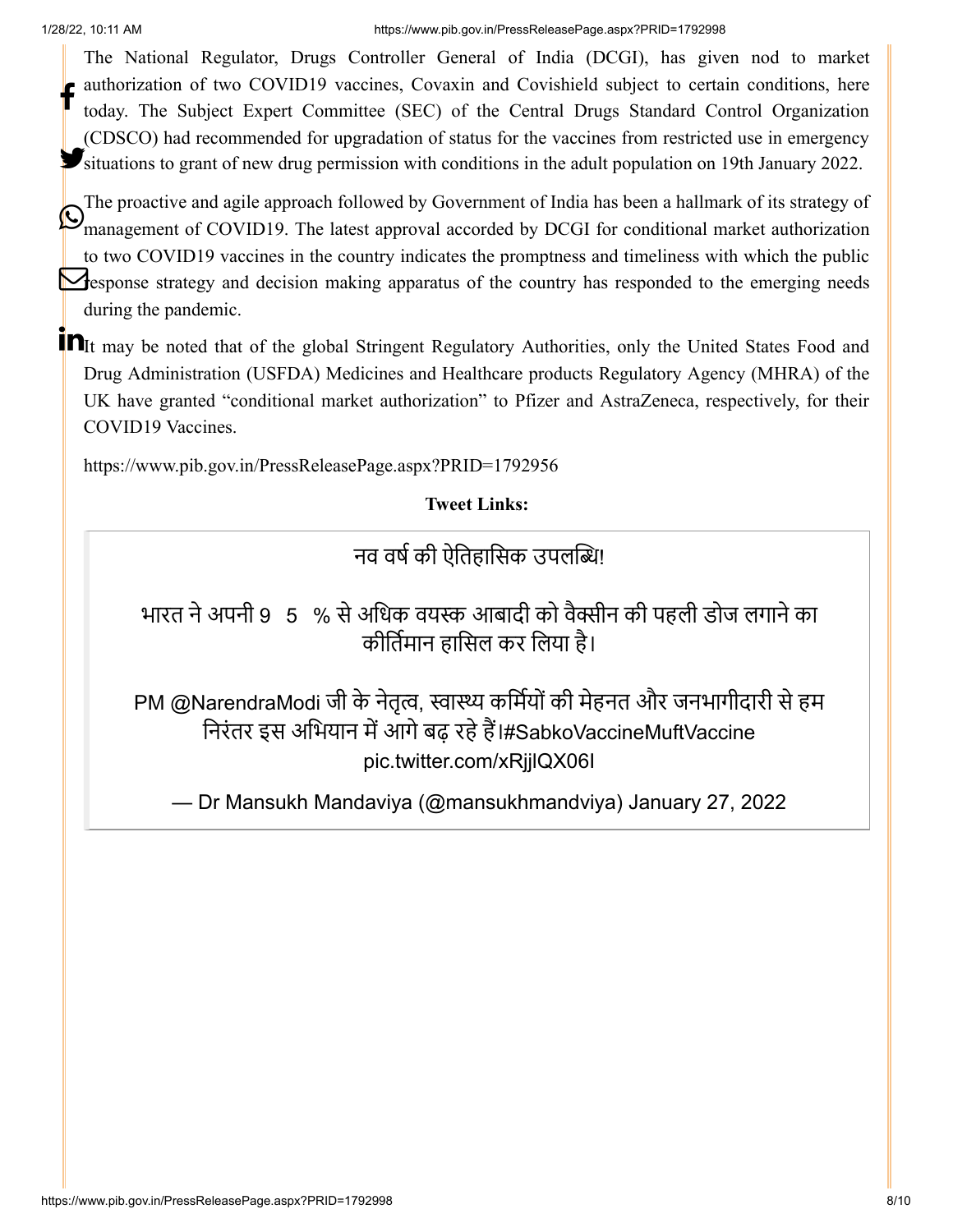The National Regulator, Drugs Controller General of India (DCGI), has given nod to market authorization of two COVID19 vaccines, Covaxin and Covishield subject to certain conditions, here today. The Subject Expert Committee (SEC) of the Central Drugs Standard Control Organization (CDSCO) had recommended for upgradation of status for the vaccines from restricted use in emergency situations to grant of new drug permission with conditions in the adult population on 19th January 2022.

The proactive and agile approach followed by Government of India has been a hallmark of its strategy of management of COVID19. The latest approval accorded by DCGI for conditional market authorization to two COVID19 vaccines in the country indicates the promptness and timeliness with which the public response strategy and decision making apparatus of the country has responded to the emerging needs during the pandemic.

It may be noted that of the global Stringent Regulatory Authorities, only the United States Food and Drug Administration (USFDA) Medicines and Healthcare products Regulatory Agency (MHRA) of the UK have granted "conditional market authorization" to Pfizer and AstraZeneca, respectively, for their COVID19 Vaccines.

https://www.pib.gov.in/PressReleasePage.aspx?PRID=1792956

**Tweet Links:**

> नव वर्ष की ऐतिहासिक उपलब्धि!
>
> भारत ने अपनी 9 5 % से अधिक वयस्क आबादी को वैक्सीन की पहली डोज लगाने का कीर्तिमान हासिल कर लिया है।
>
> PM @NarendraModi जी के नेतृत्व, स्वास्थ्य कर्मियों की मेहनत और जनभागीदारी से हम निरंतर इस अभियान में आगे बढ़ रहे हैं।#SabkoVaccineMuftVaccine pic.twitter.com/xRjjlQX06I
>
> — Dr Mansukh Mandaviya (@mansukhmandviya) January 27, 2022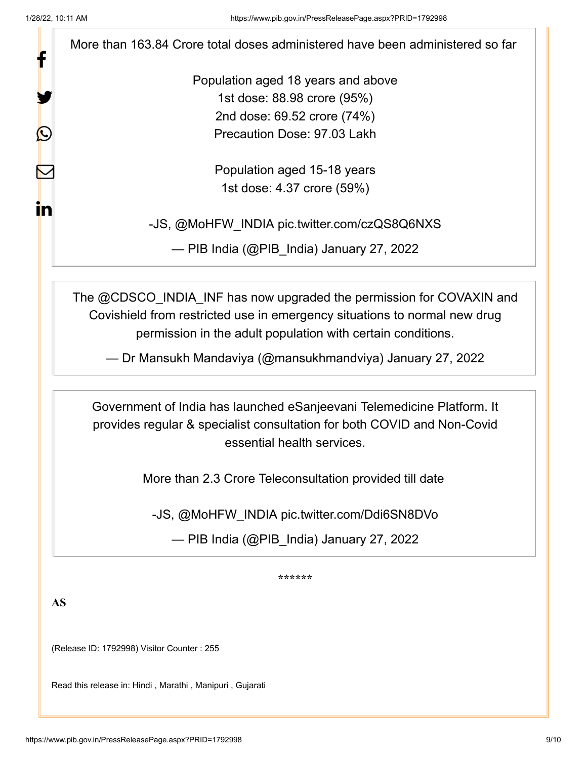More than 163.84 Crore total doses administered have been administered so far

Population aged 18 years and above
1st dose: 88.98 crore (95%)
2nd dose: 69.52 crore (74%)
Precaution Dose: 97.03 Lakh

Population aged 15-18 years
1st dose: 4.37 crore (59%)

-JS, @MoHFW_INDIA pic.twitter.com/czQS8Q6NXS

— PIB India (@PIB_India) January 27, 2022

The @CDSCO_INDIA_INF has now upgraded the permission for COVAXIN and Covishield from restricted use in emergency situations to normal new drug permission in the adult population with certain conditions.

— Dr Mansukh Mandaviya (@mansukhmandviya) January 27, 2022

Government of India has launched eSanjeevani Telemedicine Platform. It provides regular & specialist consultation for both COVID and Non-Covid essential health services.

More than 2.3 Crore Teleconsultation provided till date

-JS, @MoHFW_INDIA pic.twitter.com/Ddi6SN8DVo

— PIB India (@PIB_India) January 27, 2022

******

**AS**

(Release ID: 1792998) Visitor Counter : 255

Read this release in: Hindi , Marathi , Manipuri , Gujarati